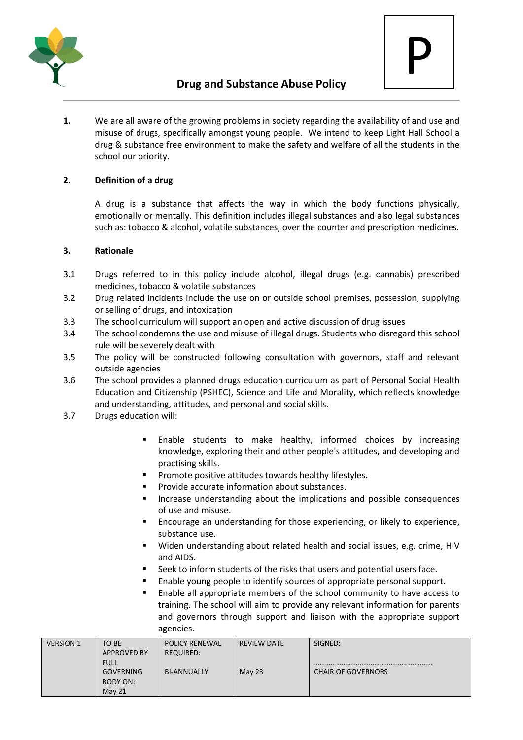P

# Drug and Substance Abuse Policy

**1.** We are all aware of the growing problems in society regarding the availability of and use and misuse of drugs, specifically amongst young people. We intend to keep Light Hall School a drug & substance free environment to make the safety and welfare of all the students in the school our priority.

## 2. Definition of a drug

A drug is a substance that affects the way in which the body functions physically, emotionally or mentally. This definition includes illegal substances and also legal substances such as: tobacco & alcohol, volatile substances, over the counter and prescription medicines.

## 3. Rationale

3.1 Drugs referred to in this policy include alcohol, illegal drugs (e.g. cannabis) prescribed medicines, tobacco & volatile substances

3.2 Drug related incidents include the use on or outside school premises, possession, supplying or selling of drugs, and intoxication

3.3 The school curriculum will support an open and active discussion of drug issues

3.4 The school condemns the use and misuse of illegal drugs. Students who disregard this school rule will be severely dealt with

3.5 The policy will be constructed following consultation with governors, staff and relevant outside agencies

3.6 The school provides a planned drugs education curriculum as part of Personal Social Health Education and Citizenship (PSHEC), Science and Life and Morality, which reflects knowledge and understanding, attitudes, and personal and social skills.

3.7 Drugs education will:

- Enable students to make healthy, informed choices by increasing knowledge, exploring their and other people's attitudes, and developing and practising skills.
- Promote positive attitudes towards healthy lifestyles.
- Provide accurate information about substances.
- Increase understanding about the implications and possible consequences of use and misuse.
- Encourage an understanding for those experiencing, or likely to experience, substance use.
- Widen understanding about related health and social issues, e.g. crime, HIV and AIDS.
- Seek to inform students of the risks that users and potential users face.
- Enable young people to identify sources of appropriate personal support.
- Enable all appropriate members of the school community to have access to training. The school will aim to provide any relevant information for parents and governors through support and liaison with the appropriate support agencies.

| VERSION 1 | TO BE APPROVED BY FULL GOVERNING BODY ON: May 21 | POLICY RENEWAL REQUIRED: BI-ANNUALLY | REVIEW DATE May 23 | SIGNED: ………………………………………………… CHAIR OF GOVERNORS |
|---|---|---|---|---|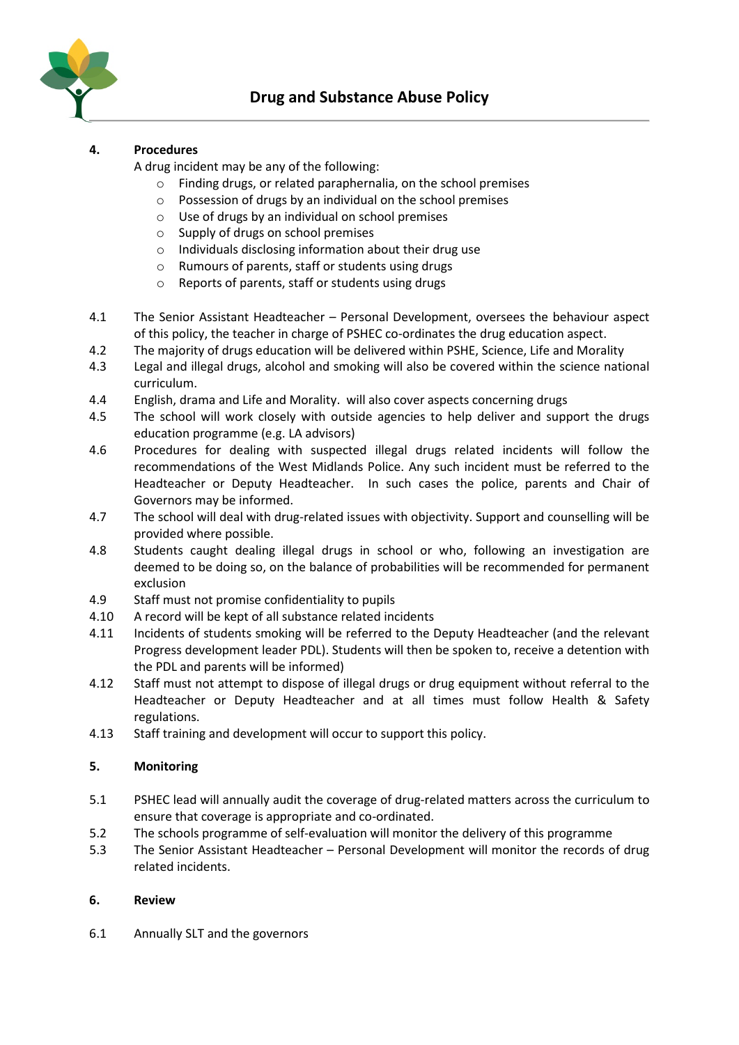## 4. Procedures

A drug incident may be any of the following:

- Finding drugs, or related paraphernalia, on the school premises
- Possession of drugs by an individual on the school premises
- Use of drugs by an individual on school premises
- Supply of drugs on school premises
- Individuals disclosing information about their drug use
- Rumours of parents, staff or students using drugs
- Reports of parents, staff or students using drugs

4.1 The Senior Assistant Headteacher – Personal Development, oversees the behaviour aspect of this policy, the teacher in charge of PSHEC co-ordinates the drug education aspect.

4.2 The majority of drugs education will be delivered within PSHE, Science, Life and Morality

4.3 Legal and illegal drugs, alcohol and smoking will also be covered within the science national curriculum.

4.4 English, drama and Life and Morality. will also cover aspects concerning drugs

4.5 The school will work closely with outside agencies to help deliver and support the drugs education programme (e.g. LA advisors)

4.6 Procedures for dealing with suspected illegal drugs related incidents will follow the recommendations of the West Midlands Police. Any such incident must be referred to the Headteacher or Deputy Headteacher. In such cases the police, parents and Chair of Governors may be informed.

4.7 The school will deal with drug-related issues with objectivity. Support and counselling will be provided where possible.

4.8 Students caught dealing illegal drugs in school or who, following an investigation are deemed to be doing so, on the balance of probabilities will be recommended for permanent exclusion

4.9 Staff must not promise confidentiality to pupils

4.10 A record will be kept of all substance related incidents

4.11 Incidents of students smoking will be referred to the Deputy Headteacher (and the relevant Progress development leader PDL). Students will then be spoken to, receive a detention with the PDL and parents will be informed)

4.12 Staff must not attempt to dispose of illegal drugs or drug equipment without referral to the Headteacher or Deputy Headteacher and at all times must follow Health & Safety regulations.

4.13 Staff training and development will occur to support this policy.

## 5. Monitoring

5.1 PSHEC lead will annually audit the coverage of drug-related matters across the curriculum to ensure that coverage is appropriate and co-ordinated.

5.2 The schools programme of self-evaluation will monitor the delivery of this programme

5.3 The Senior Assistant Headteacher – Personal Development will monitor the records of drug related incidents.

## 6. Review

6.1 Annually SLT and the governors